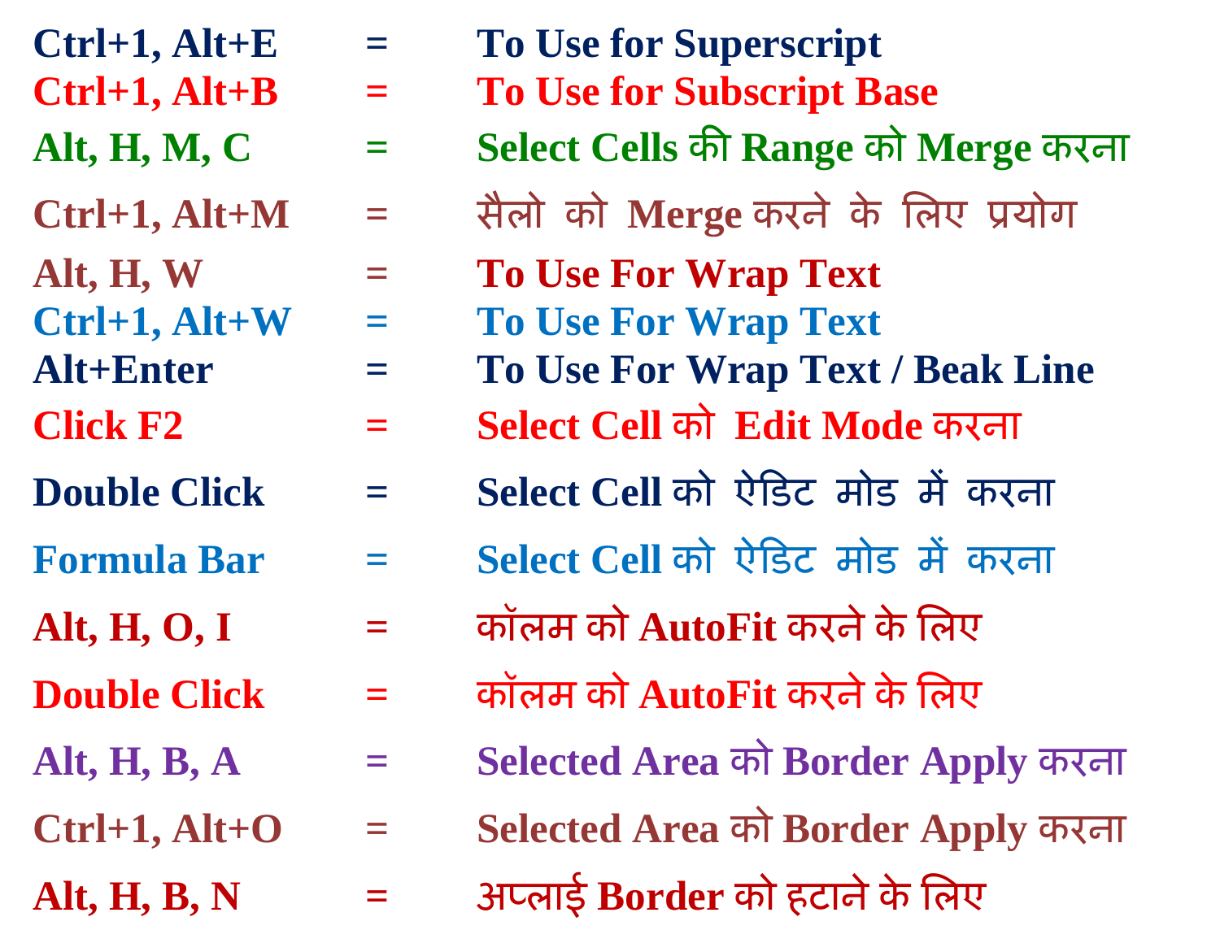| | | |
|---|---|---|
| **Ctrl+1, Alt+E** | = | **To Use for Superscript** |
| **Ctrl+1, Alt+B** | = | **To Use for Subscript Base** |
| **Alt, H, M, C** | = | **Select Cells** की **Range** को **Merge** करना |
| **Ctrl+1, Alt+M** | = | सैलो को **Merge** करने के लिए प्रयोग |
| **Alt, H, W** | = | **To Use For Wrap Text** |
| **Ctrl+1, Alt+W** | = | **To Use For Wrap Text** |
| **Alt+Enter** | = | **To Use For Wrap Text / Beak Line** |
| **Click F2** | = | **Select Cell** को **Edit Mode** करना |
| **Double Click** | = | **Select Cell** को ऐडिट मोड में करना |
| **Formula Bar** | = | **Select Cell** को ऐडिट मोड में करना |
| **Alt, H, O, I** | = | कॉलम को **AutoFit** करने के लिए |
| **Double Click** | = | कॉलम को **AutoFit** करने के लिए |
| **Alt, H, B, A** | = | **Selected Area** को **Border Apply** करना |
| **Ctrl+1, Alt+O** | = | **Selected Area** को **Border Apply** करना |
| **Alt, H, B, N** | = | अप्लाई **Border** को हटाने के लिए |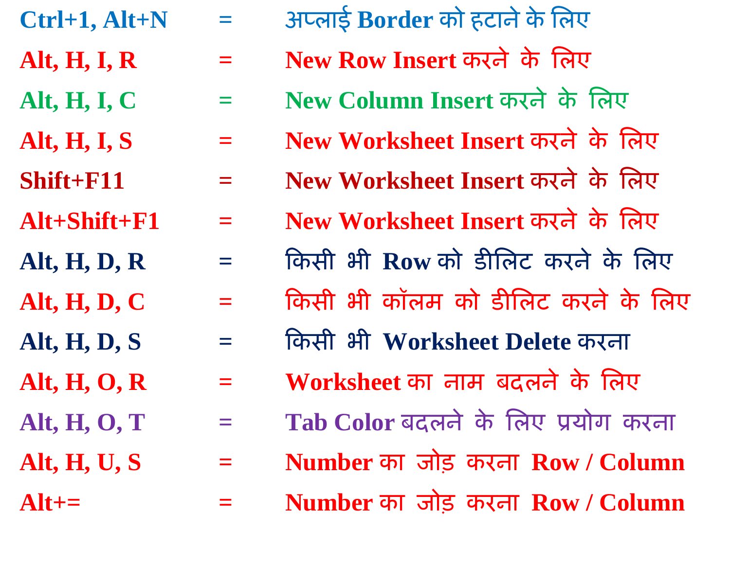| | | |
|---|---|---|
| **Ctrl+1, Alt+N** | = | अप्लाई **Border** को हटाने के लिए |
| **Alt, H, I, R** | = | **New Row Insert** करने के लिए |
| **Alt, H, I, C** | = | **New Column Insert** करने के लिए |
| **Alt, H, I, S** | = | **New Worksheet Insert** करने के लिए |
| **Shift+F11** | = | **New Worksheet Insert** करने के लिए |
| **Alt+Shift+F1** | = | **New Worksheet Insert** करने के लिए |
| **Alt, H, D, R** | = | किसी भी **Row** को डीलिट करने के लिए |
| **Alt, H, D, C** | = | किसी भी कॉलम को डीलिट करने के लिए |
| **Alt, H, D, S** | = | किसी भी **Worksheet Delete** करना |
| **Alt, H, O, R** | = | **Worksheet** का नाम बदलने के लिए |
| **Alt, H, O, T** | = | **Tab Color** बदलने के लिए प्रयोग करना |
| **Alt, H, U, S** | = | **Number** का जोड़ करना **Row / Column** |
| **Alt+=** | = | **Number** का जोड़ करना **Row / Column** |